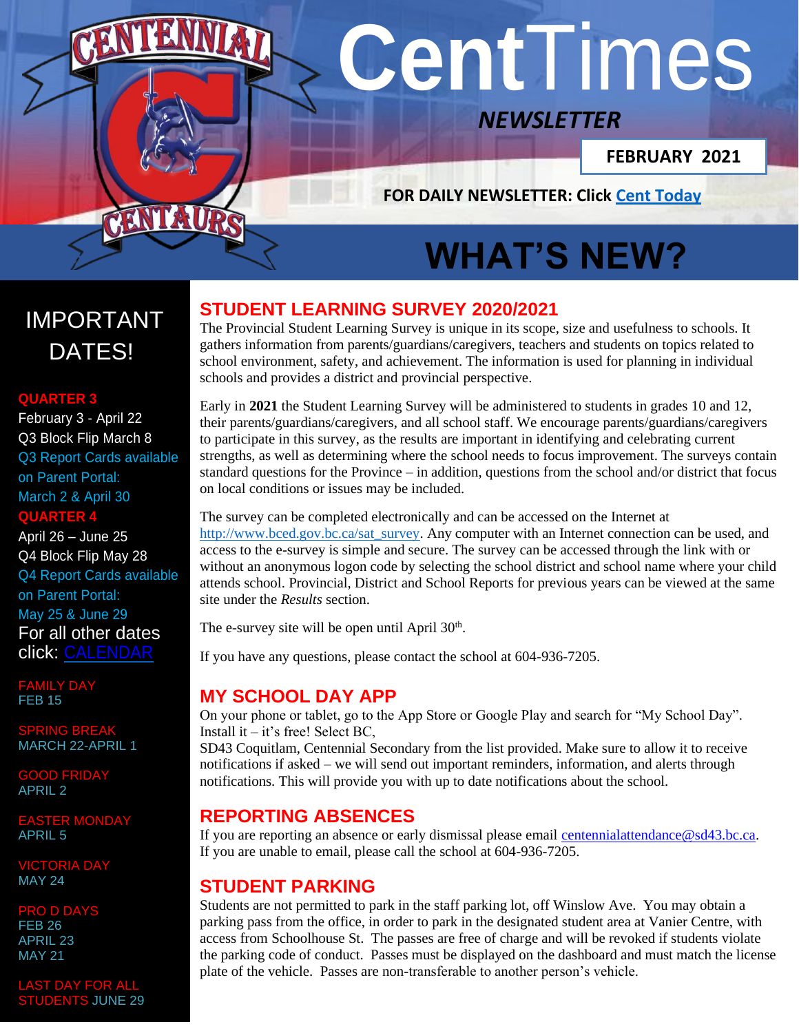# CentTimes

***NEWSLETTER***

**FEBRUARY 2021**

**FOR DAILY NEWSLETTER: Click [Cent Today]**

# WHAT'S NEW?

## IMPORTANT DATES!

**QUARTER 3**
February 3 - April 22
Q3 Block Flip March 8
Q3 Report Cards available on Parent Portal: March 2 & April 30

**QUARTER 4**
April 26 – June 25
Q4 Block Flip May 28
Q4 Report Cards available on Parent Portal: May 25 & June 29

For all other dates click: CALENDAR

FAMILY DAY
FEB 15

SPRING BREAK
MARCH 22-APRIL 1

GOOD FRIDAY
APRIL 2

EASTER MONDAY
APRIL 5

VICTORIA DAY
MAY 24

PRO D DAYS
FEB 26
APRIL 23
MAY 21

LAST DAY FOR ALL STUDENTS JUNE 29

## STUDENT LEARNING SURVEY 2020/2021

The Provincial Student Learning Survey is unique in its scope, size and usefulness to schools. It gathers information from parents/guardians/caregivers, teachers and students on topics related to school environment, safety, and achievement. The information is used for planning in individual schools and provides a district and provincial perspective.

Early in **2021** the Student Learning Survey will be administered to students in grades 10 and 12, their parents/guardians/caregivers, and all school staff. We encourage parents/guardians/caregivers to participate in this survey, as the results are important in identifying and celebrating current strengths, as well as determining where the school needs to focus improvement. The surveys contain standard questions for the Province – in addition, questions from the school and/or district that focus on local conditions or issues may be included.

The survey can be completed electronically and can be accessed on the Internet at http://www.bced.gov.bc.ca/sat_survey. Any computer with an Internet connection can be used, and access to the e-survey is simple and secure. The survey can be accessed through the link with or without an anonymous logon code by selecting the school district and school name where your child attends school. Provincial, District and School Reports for previous years can be viewed at the same site under the *Results* section.

The e-survey site will be open until April 30th.

If you have any questions, please contact the school at 604-936-7205.

## MY SCHOOL DAY APP

On your phone or tablet, go to the App Store or Google Play and search for "My School Day". Install it – it's free! Select BC,
SD43 Coquitlam, Centennial Secondary from the list provided. Make sure to allow it to receive notifications if asked – we will send out important reminders, information, and alerts through notifications. This will provide you with up to date notifications about the school.

## REPORTING ABSENCES

If you are reporting an absence or early dismissal please email centennialattendance@sd43.bc.ca. If you are unable to email, please call the school at 604-936-7205.

## STUDENT PARKING

Students are not permitted to park in the staff parking lot, off Winslow Ave. You may obtain a parking pass from the office, in order to park in the designated student area at Vanier Centre, with access from Schoolhouse St. The passes are free of charge and will be revoked if students violate the parking code of conduct. Passes must be displayed on the dashboard and must match the license plate of the vehicle. Passes are non-transferable to another person's vehicle.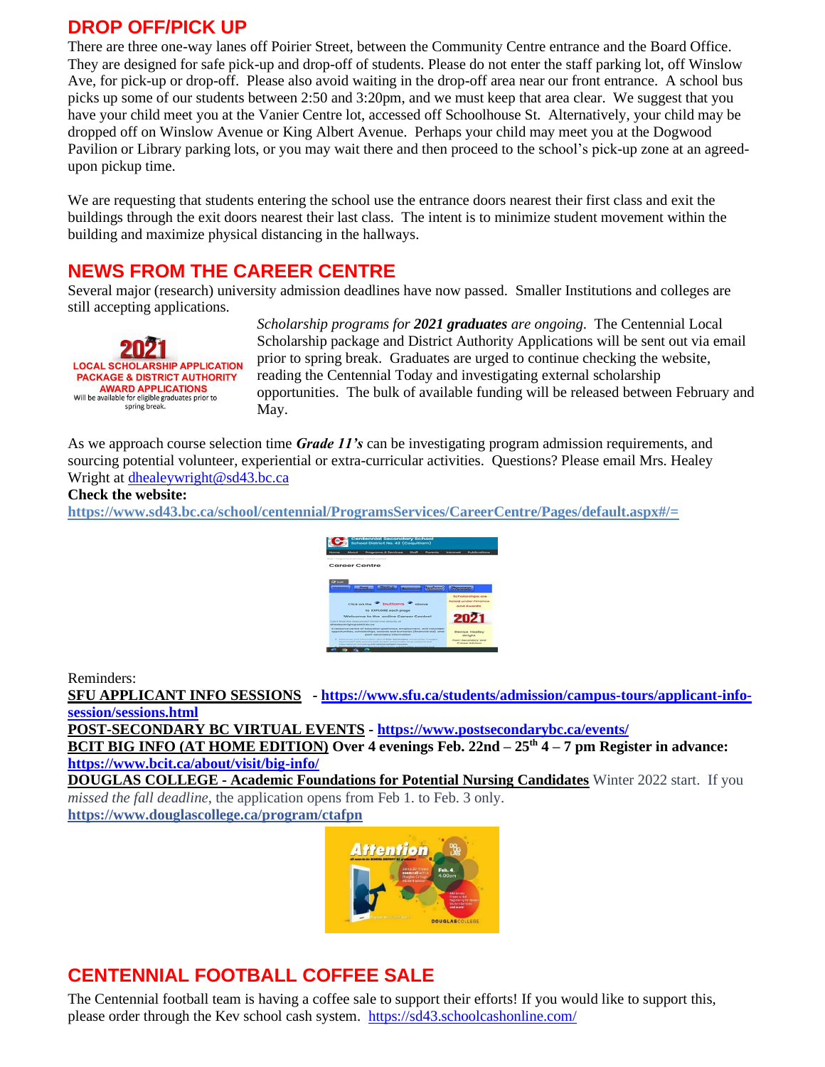## DROP OFF/PICK UP

There are three one-way lanes off Poirier Street, between the Community Centre entrance and the Board Office. They are designed for safe pick-up and drop-off of students. Please do not enter the staff parking lot, off Winslow Ave, for pick-up or drop-off. Please also avoid waiting in the drop-off area near our front entrance. A school bus picks up some of our students between 2:50 and 3:20pm, and we must keep that area clear. We suggest that you have your child meet you at the Vanier Centre lot, accessed off Schoolhouse St. Alternatively, your child may be dropped off on Winslow Avenue or King Albert Avenue. Perhaps your child may meet you at the Dogwood Pavilion or Library parking lots, or you may wait there and then proceed to the school's pick-up zone at an agreed-upon pickup time.

We are requesting that students entering the school use the entrance doors nearest their first class and exit the buildings through the exit doors nearest their last class. The intent is to minimize student movement within the building and maximize physical distancing in the hallways.

## NEWS FROM THE CAREER CENTRE

Several major (research) university admission deadlines have now passed. Smaller Institutions and colleges are still accepting applications.

*Scholarship programs for **2021 graduates** are ongoing.* The Centennial Local Scholarship package and District Authority Applications will be sent out via email prior to spring break. Graduates are urged to continue checking the website, reading the Centennial Today and investigating external scholarship opportunities. The bulk of available funding will be released between February and May.

As we approach course selection time ***Grade 11's*** can be investigating program admission requirements, and sourcing potential volunteer, experiential or extra-curricular activities. Questions? Please email Mrs. Healey Wright at dhealeywright@sd43.bc.ca

**Check the website:**
**https://www.sd43.bc.ca/school/centennial/ProgramsServices/CareerCentre/Pages/default.aspx#/=**

Reminders:

**SFU APPLICANT INFO SESSIONS** - **https://www.sfu.ca/students/admission/campus-tours/applicant-info-session/sessions.html**

**POST-SECONDARY BC VIRTUAL EVENTS** - **https://www.postsecondarybc.ca/events/**

**BCIT BIG INFO (AT HOME EDITION) Over 4 evenings Feb. 22nd – 25th 4 – 7 pm Register in advance:** **https://www.bcit.ca/about/visit/big-info/**

**DOUGLAS COLLEGE - Academic Foundations for Potential Nursing Candidates** Winter 2022 start. If you *missed the fall deadline*, the application opens from Feb 1. to Feb. 3 only.
**https://www.douglascollege.ca/program/ctafpn**

## CENTENNIAL FOOTBALL COFFEE SALE

The Centennial football team is having a coffee sale to support their efforts! If you would like to support this, please order through the Kev school cash system. https://sd43.schoolcashonline.com/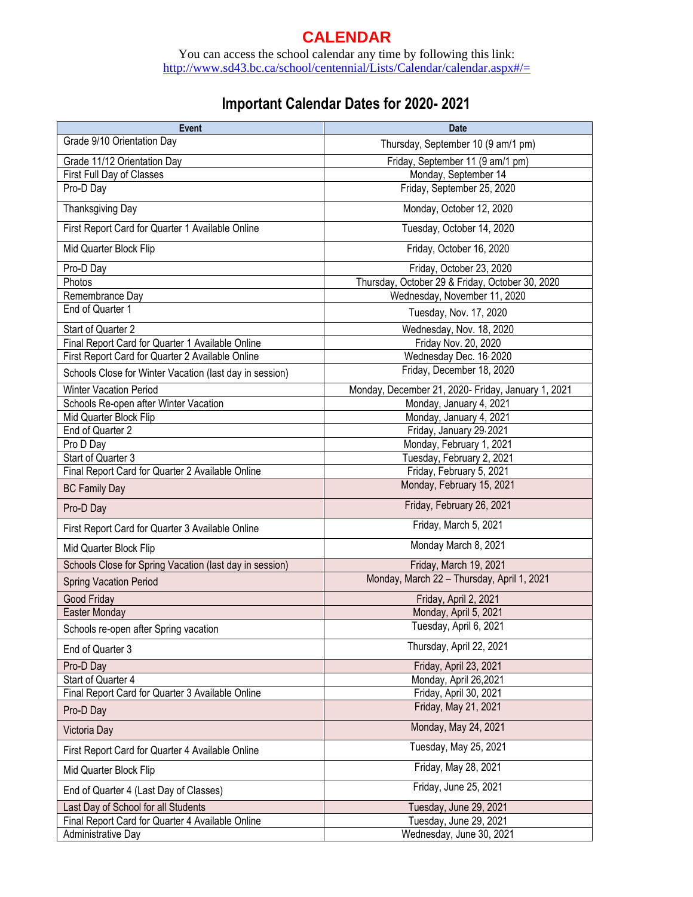# CALENDAR

You can access the school calendar any time by following this link:
http://www.sd43.bc.ca/school/centennial/Lists/Calendar/calendar.aspx#/=

## Important Calendar Dates for 2020- 2021

| Event | Date |
|---|---|
| Grade 9/10 Orientation Day | Thursday, September 10 (9 am/1 pm) |
| Grade 11/12 Orientation Day | Friday, September 11 (9 am/1 pm) |
| First Full Day of Classes | Monday, September 14 |
| Pro-D Day | Friday, September 25, 2020 |
| Thanksgiving Day | Monday, October 12, 2020 |
| First Report Card for Quarter 1 Available Online | Tuesday, October 14, 2020 |
| Mid Quarter Block Flip | Friday, October 16, 2020 |
| Pro-D Day | Friday, October 23, 2020 |
| Photos | Thursday, October 29 & Friday, October 30, 2020 |
| Remembrance Day | Wednesday, November 11, 2020 |
| End of Quarter 1 | Tuesday, Nov. 17, 2020 |
| Start of Quarter 2 | Wednesday, Nov. 18, 2020 |
| Final Report Card for Quarter 1 Available Online | Friday Nov. 20, 2020 |
| First Report Card for Quarter 2 Available Online | Wednesday Dec. 16, 2020 |
| Schools Close for Winter Vacation (last day in session) | Friday, December 18, 2020 |
| Winter Vacation Period | Monday, December 21, 2020- Friday, January 1, 2021 |
| Schools Re-open after Winter Vacation | Monday, January 4, 2021 |
| Mid Quarter Block Flip | Monday, January 4, 2021 |
| End of Quarter 2 | Friday, January 29, 2021 |
| Pro D Day | Monday, February 1, 2021 |
| Start of Quarter 3 | Tuesday, February 2, 2021 |
| Final Report Card for Quarter 2 Available Online | Friday, February 5, 2021 |
| BC Family Day | Monday, February 15, 2021 |
| Pro-D Day | Friday, February 26, 2021 |
| First Report Card for Quarter 3 Available Online | Friday, March 5, 2021 |
| Mid Quarter Block Flip | Monday March 8, 2021 |
| Schools Close for Spring Vacation (last day in session) | Friday, March 19, 2021 |
| Spring Vacation Period | Monday, March 22 – Thursday, April 1, 2021 |
| Good Friday | Friday, April 2, 2021 |
| Easter Monday | Monday, April 5, 2021 |
| Schools re-open after Spring vacation | Tuesday, April 6, 2021 |
| End of Quarter 3 | Thursday, April 22, 2021 |
| Pro-D Day | Friday, April 23, 2021 |
| Start of Quarter 4 | Monday, April 26,2021 |
| Final Report Card for Quarter 3 Available Online | Friday, April 30, 2021 |
| Pro-D Day | Friday, May 21, 2021 |
| Victoria Day | Monday, May 24, 2021 |
| First Report Card for Quarter 4 Available Online | Tuesday, May 25, 2021 |
| Mid Quarter Block Flip | Friday, May 28, 2021 |
| End of Quarter 4 (Last Day of Classes) | Friday, June 25, 2021 |
| Last Day of School for all Students | Tuesday, June 29, 2021 |
| Final Report Card for Quarter 4 Available Online | Tuesday, June 29, 2021 |
| Administrative Day | Wednesday, June 30, 2021 |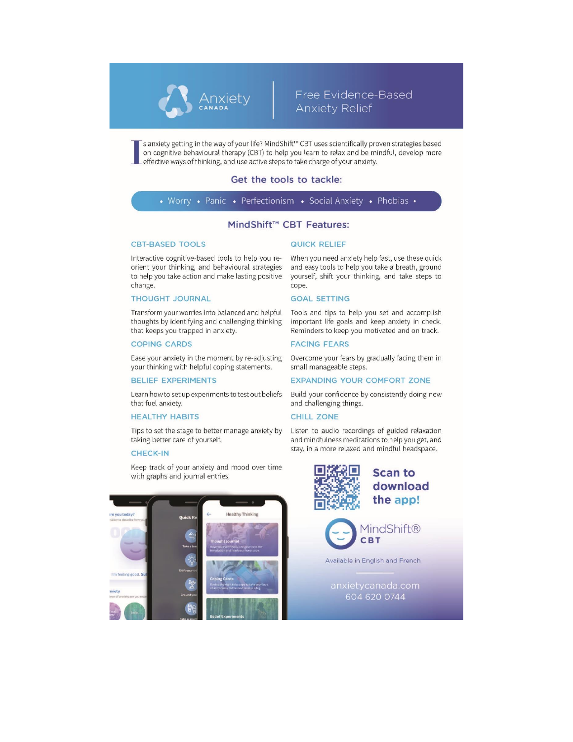Anxiety CANADA

Free Evidence-Based Anxiety Relief

Is anxiety getting in the way of your life? MindShift™ CBT uses scientifically proven strategies based on cognitive behavioural therapy (CBT) to help you learn to relax and be mindful, develop more effective ways of thinking, and use active steps to take charge of your anxiety.

## Get the tools to tackle:

• Worry • Panic • Perfectionism • Social Anxiety • Phobias •

## MindShift™ CBT Features:

### CBT-BASED TOOLS

Interactive cognitive-based tools to help you re-orient your thinking, and behavioural strategies to help you take action and make lasting positive change.

### THOUGHT JOURNAL

Transform your worries into balanced and helpful thoughts by identifying and challenging thinking that keeps you trapped in anxiety.

### COPING CARDS

Ease your anxiety in the moment by re-adjusting your thinking with helpful coping statements.

### BELIEF EXPERIMENTS

Learn how to set up experiments to test out beliefs that fuel anxiety.

### HEALTHY HABITS

Tips to set the stage to better manage anxiety by taking better care of yourself.

### CHECK-IN

Keep track of your anxiety and mood over time with graphs and journal entries.

### QUICK RELIEF

When you need anxiety help fast, use these quick and easy tools to help you take a breath, ground yourself, shift your thinking, and take steps to cope.

### GOAL SETTING

Tools and tips to help you set and accomplish important life goals and keep anxiety in check. Reminders to keep you motivated and on track.

### FACING FEARS

Overcome your fears by gradually facing them in small manageable steps.

### EXPANDING YOUR COMFORT ZONE

Build your confidence by consistently doing new and challenging things.

### CHILL ZONE

Listen to audio recordings of guided relaxation and mindfulness meditations to help you get, and stay, in a more relaxed and mindful headspace.

**Scan to download the app!**

MindShift® CBT

Available in English and French

anxietycanada.com
604 620 0744